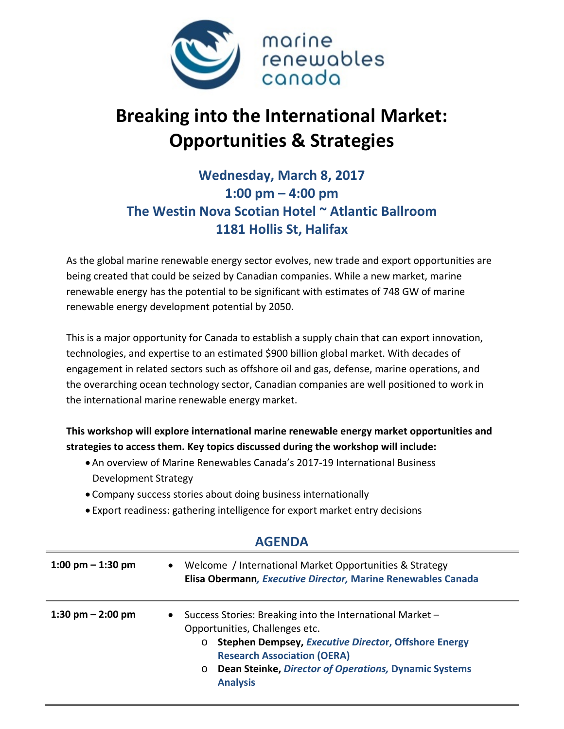marine renewables canada

# Breaking into the International Market: Opportunities & Strategies

## Wednesday, March 8, 2017
## 1:00 pm – 4:00 pm
## The Westin Nova Scotian Hotel ~ Atlantic Ballroom
## 1181 Hollis St, Halifax

As the global marine renewable energy sector evolves, new trade and export opportunities are being created that could be seized by Canadian companies. While a new market, marine renewable energy has the potential to be significant with estimates of 748 GW of marine renewable energy development potential by 2050.

This is a major opportunity for Canada to establish a supply chain that can export innovation, technologies, and expertise to an estimated $900 billion global market. With decades of engagement in related sectors such as offshore oil and gas, defense, marine operations, and the overarching ocean technology sector, Canadian companies are well positioned to work in the international marine renewable energy market.

**This workshop will explore international marine renewable energy market opportunities and strategies to access them. Key topics discussed during the workshop will include:**

- An overview of Marine Renewables Canada's 2017-19 International Business Development Strategy
- Company success stories about doing business internationally
- Export readiness: gathering intelligence for export market entry decisions

## AGENDA

| | |
|---|---|
| **1:00 pm – 1:30 pm** | • Welcome / International Market Opportunities & Strategy<br>**Elisa Obermann*, Executive Director,* Marine Renewables Canada** |
| **1:30 pm – 2:00 pm** | • Success Stories: Breaking into the International Market – Opportunities, Challenges etc.<br>o **Stephen Dempsey, *Executive Director*, Offshore Energy Research Association (OERA)**<br>o **Dean Steinke, *Director of Operations,* Dynamic Systems Analysis** |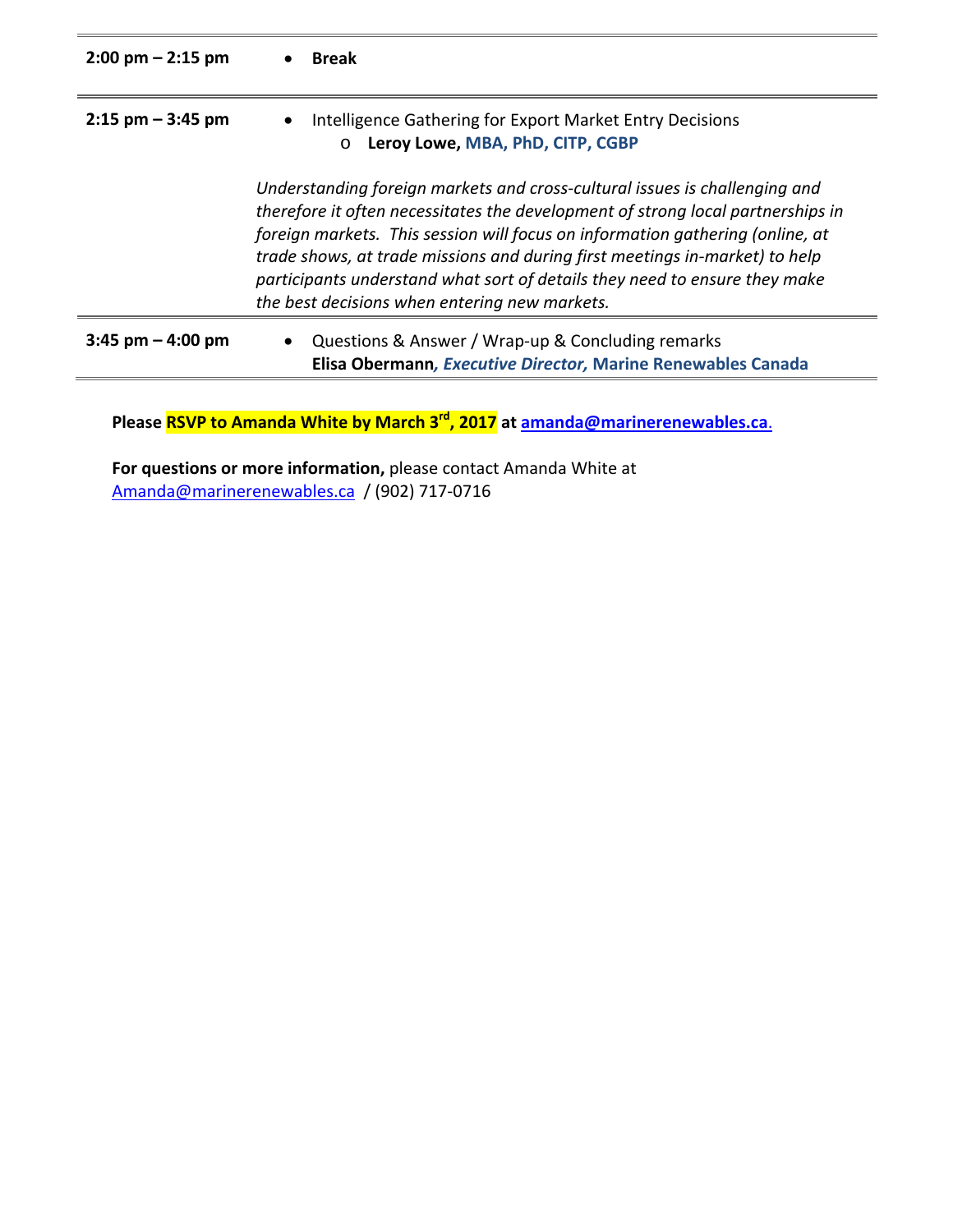| | |
|---|---|
| **2:00 pm – 2:15 pm** | • **Break** |
| **2:15 pm – 3:45 pm** | • Intelligence Gathering for Export Market Entry Decisions<br>o **Leroy Lowe, MBA, PhD, CITP, CGBP**<br><br>*Understanding foreign markets and cross-cultural issues is challenging and therefore it often necessitates the development of strong local partnerships in foreign markets. This session will focus on information gathering (online, at trade shows, at trade missions and during first meetings in-market) to help participants understand what sort of details they need to ensure they make the best decisions when entering new markets.* |
| **3:45 pm – 4:00 pm** | • Questions & Answer / Wrap-up & Concluding remarks<br>**Elisa Obermann*, Executive Director,* Marine Renewables Canada** |

**Please RSVP to Amanda White by March 3rd, 2017 at amanda@marinerenewables.ca.**

**For questions or more information,** please contact Amanda White at Amanda@marinerenewables.ca / (902) 717-0716